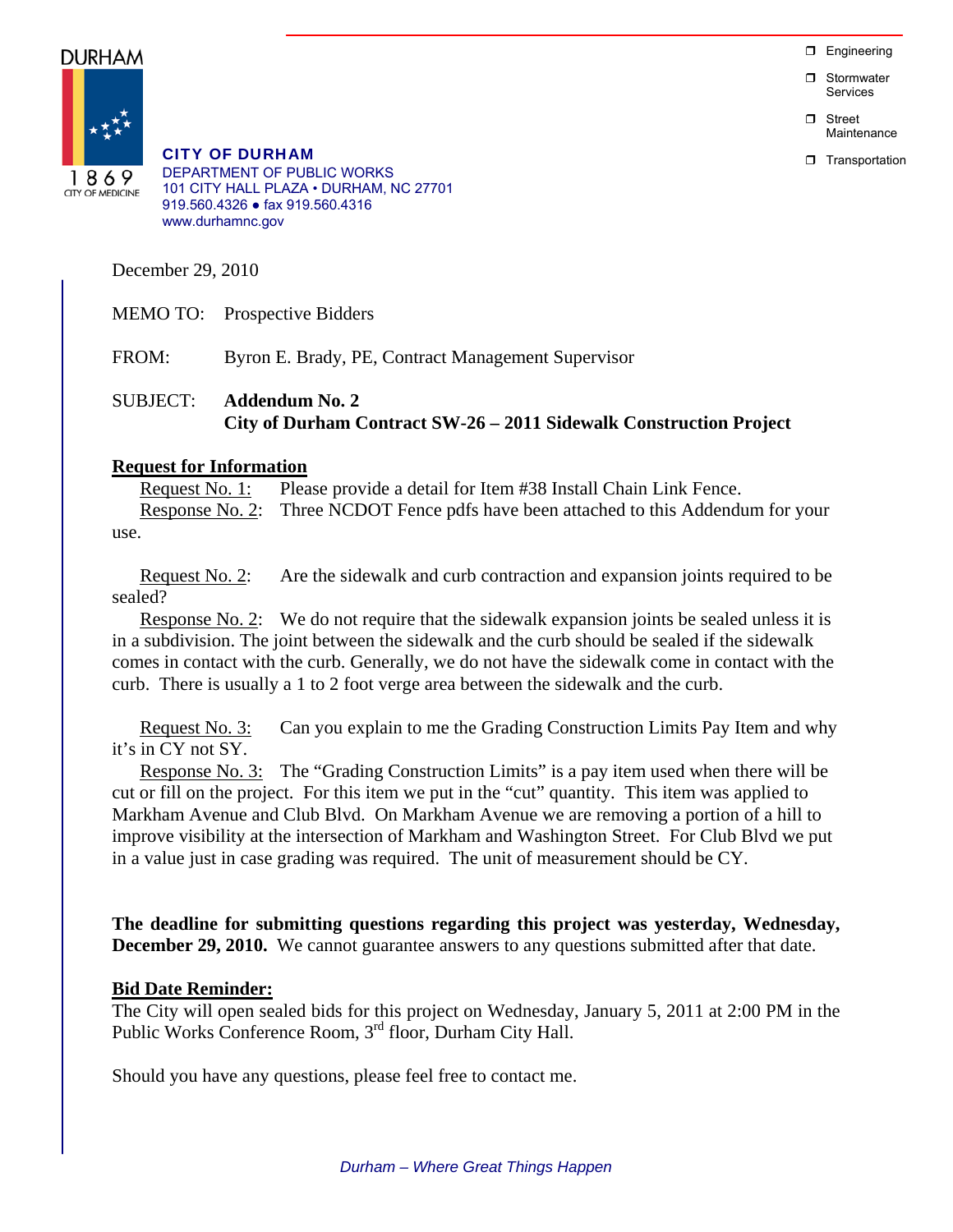DURHAM

1869
CITY OF MEDICINE

**CITY OF DURHAM**
DEPARTMENT OF PUBLIC WORKS
101 CITY HALL PLAZA • DURHAM, NC 27701
919.560.4326 ● fax 919.560.4316
www.durhamnc.gov

❒ Engineering
❒ Stormwater Services
❒ Street Maintenance
❒ Transportation

December 29, 2010

MEMO TO: Prospective Bidders

FROM: Byron E. Brady, PE, Contract Management Supervisor

SUBJECT: **Addendum No. 2**
**City of Durham Contract SW-26 – 2011 Sidewalk Construction Project**

**Request for Information**

Request No. 1: Please provide a detail for Item #38 Install Chain Link Fence.
Response No. 2: Three NCDOT Fence pdfs have been attached to this Addendum for your use.

Request No. 2: Are the sidewalk and curb contraction and expansion joints required to be sealed?
Response No. 2: We do not require that the sidewalk expansion joints be sealed unless it is in a subdivision. The joint between the sidewalk and the curb should be sealed if the sidewalk comes in contact with the curb. Generally, we do not have the sidewalk come in contact with the curb. There is usually a 1 to 2 foot verge area between the sidewalk and the curb.

Request No. 3: Can you explain to me the Grading Construction Limits Pay Item and why it's in CY not SY.
Response No. 3: The "Grading Construction Limits" is a pay item used when there will be cut or fill on the project. For this item we put in the "cut" quantity. This item was applied to Markham Avenue and Club Blvd. On Markham Avenue we are removing a portion of a hill to improve visibility at the intersection of Markham and Washington Street. For Club Blvd we put in a value just in case grading was required. The unit of measurement should be CY.

**The deadline for submitting questions regarding this project was yesterday, Wednesday, December 29, 2010.** We cannot guarantee answers to any questions submitted after that date.

**Bid Date Reminder:**
The City will open sealed bids for this project on Wednesday, January 5, 2011 at 2:00 PM in the Public Works Conference Room, 3rd floor, Durham City Hall.

Should you have any questions, please feel free to contact me.

*Durham – Where Great Things Happen*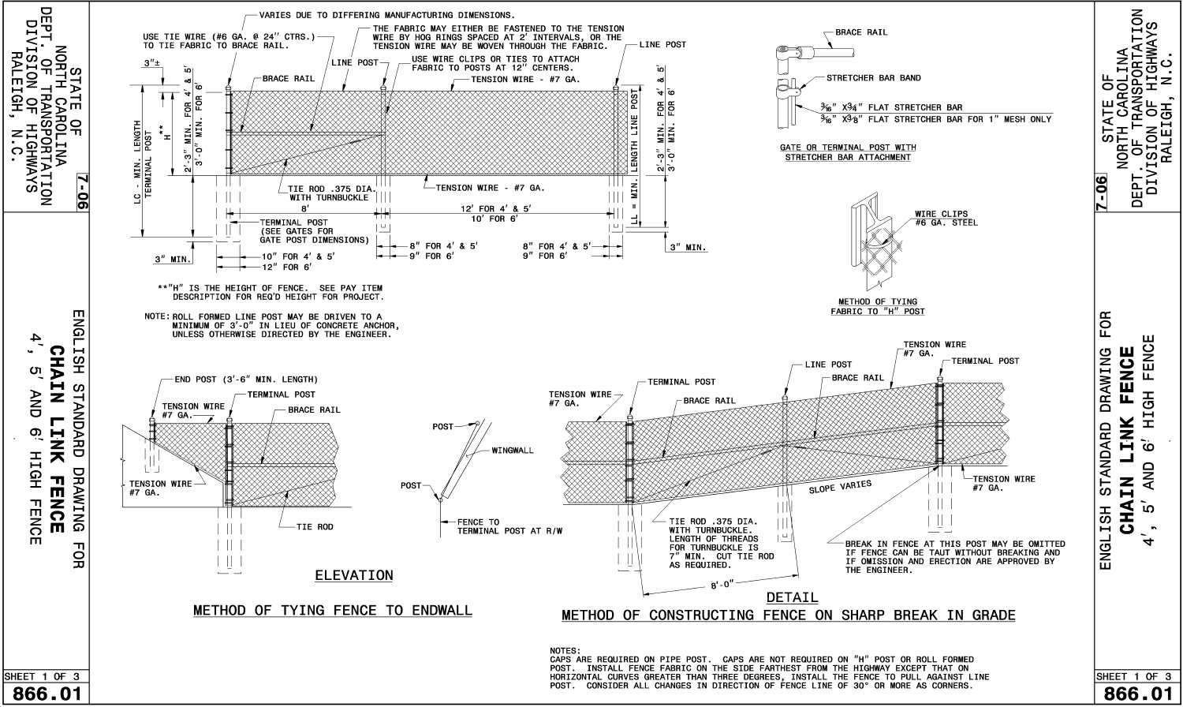# STATE OF NORTH CAROLINA
# DEPT. OF TRANSPORTATION
# DIVISION OF HIGHWAYS
# RALEIGH, N.C.

# ENGLISH STANDARD DRAWING FOR
# CHAIN LINK FENCE
# 4', 5' AND 6' HIGH FENCE

7-06

VARIES DUE TO DIFFERING MANUFACTURING DIMENSIONS.

USE TIE WIRE (#6 GA. @ 24" CTRS.) TO TIE FABRIC TO BRACE RAIL.

THE FABRIC MAY EITHER BE FASTENED TO THE TENSION WIRE BY HOG RINGS SPACED AT 2' INTERVALS, OR THE TENSION WIRE MAY BE WOVEN THROUGH THE FABRIC.

LINE POST

USE WIRE CLIPS OR TIES TO ATTACH FABRIC TO POSTS AT 12" CENTERS.

TENSION WIRE - #7 GA.

BRACE RAIL

3"±

H**

2'-3" MIN. FOR 4' & 5'
3'-0" MIN. FOR 6'

LC - MIN. LENGTH TERMINAL POST

LL = MIN. LENGTH LINE POST

TIE ROD .375 DIA. WITH TURNBUCKLE

TENSION WIRE - #7 GA.

8'

12' FOR 4' & 5'
10' FOR 6'

TERMINAL POST (SEE GATES FOR GATE POST DIMENSIONS)

3" MIN.

10" FOR 4' & 5'
12" FOR 6'

8" FOR 4' & 5'
9" FOR 6'

**"H" IS THE HEIGHT OF FENCE. SEE PAY ITEM DESCRIPTION FOR REQ'D HEIGHT FOR PROJECT.

NOTE: ROLL FORMED LINE POST MAY BE DRIVEN TO A MINIMUM OF 3'-0" IN LIEU OF CONCRETE ANCHOR, UNLESS OTHERWISE DIRECTED BY THE ENGINEER.

BRACE RAIL

STRETCHER BAR BAND

3/16" X3/4" FLAT STRETCHER BAR
3/16" X3/8" FLAT STRETCHER BAR FOR 1" MESH ONLY

GATE OR TERMINAL POST WITH STRETCHER BAR ATTACHMENT

WIRE CLIPS #6 GA. STEEL

METHOD OF TYING FABRIC TO "H" POST

END POST (3'-6" MIN. LENGTH)

TERMINAL POST

TENSION WIRE #7 GA.

BRACE RAIL

TENSION WIRE #7 GA.

TIE ROD

POST

WINGWALL

POST

FENCE TO TERMINAL POST AT R/W

## ELEVATION

## METHOD OF TYING FENCE TO ENDWALL

TENSION WIRE #7 GA.

TERMINAL POST

LINE POST

BRACE RAIL

TENSION WIRE #7 GA.

TERMINAL POST

SLOPE VARIES

TENSION WIRE #7 GA.

TIE ROD .375 DIA. WITH TURNBUCKLE. LENGTH OF THREADS FOR TURNBUCKLE IS 7" MIN. CUT TIE ROD AS REQUIRED.

8'-0"

BREAK IN FENCE AT THIS POST MAY BE OMITTED IF FENCE CAN BE TAUT WITHOUT BREAKING AND IF OMISSION AND ERECTION ARE APPROVED BY THE ENGINEER.

## DETAIL

## METHOD OF CONSTRUCTING FENCE ON SHARP BREAK IN GRADE

NOTES:
CAPS ARE REQUIRED ON PIPE POST. CAPS ARE NOT REQUIRED ON "H" POST OR ROLL FORMED POST. INSTALL FENCE FABRIC ON THE SIDE FARTHEST FROM THE HIGHWAY EXCEPT THAT ON HORIZONTAL CURVES GREATER THAN THREE DEGREES, INSTALL THE FENCE TO PULL AGAINST LINE POST. CONSIDER ALL CHANGES IN DIRECTION OF FENCE LINE OF 30° OR MORE AS CORNERS.

SHEET 1 OF 3

866.01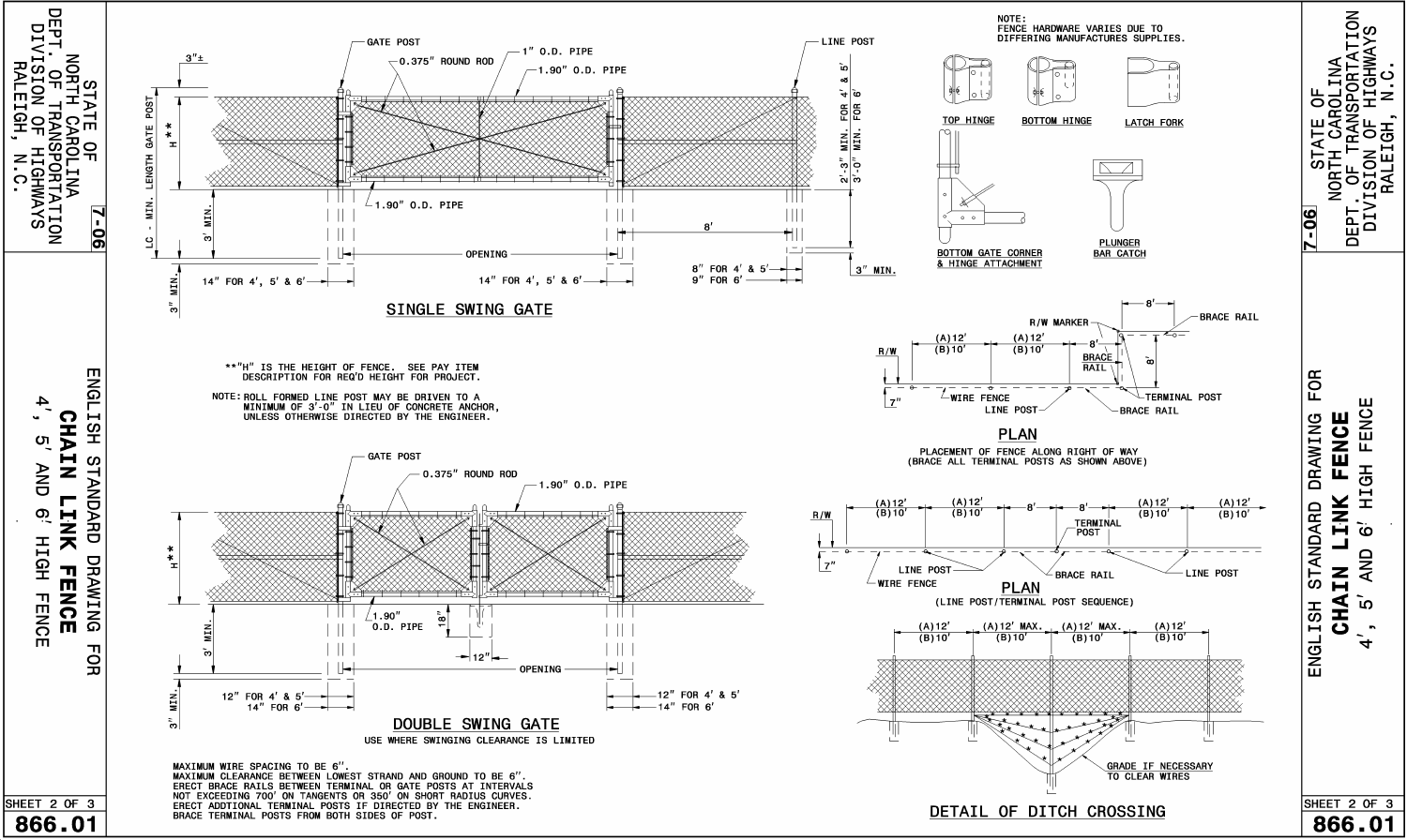STATE OF NORTH CAROLINA
DEPT. OF TRANSPORTATION
DIVISION OF HIGHWAYS
RALEIGH, N.C.

7-06

# ENGLISH STANDARD DRAWING FOR CHAIN LINK FENCE 4', 5' AND 6' HIGH FENCE

SHEET 2 OF 3

866.01

## SINGLE SWING GATE

GATE POST

0.375" ROUND ROD

1" O.D. PIPE

1.90" O.D. PIPE

LINE POST

3"±

H**

LC - MIN. LENGTH GATE POST

3' MIN.

3" MIN.

1.90" O.D. PIPE

2'-3" MIN. FOR 4' & 5'
3'-0" MIN. FOR 6'

8'

OPENING

14" FOR 4', 5' & 6'

14" FOR 4', 5' & 6'

8" FOR 4' & 5'
9" FOR 6'

3" MIN.

**"H" IS THE HEIGHT OF FENCE. SEE PAY ITEM DESCRIPTION FOR REQ'D HEIGHT FOR PROJECT.

NOTE: ROLL FORMED LINE POST MAY BE DRIVEN TO A MINIMUM OF 3'-0" IN LIEU OF CONCRETE ANCHOR, UNLESS OTHERWISE DIRECTED BY THE ENGINEER.

## DOUBLE SWING GATE

USE WHERE SWINGING CLEARANCE IS LIMITED

GATE POST

0.375" ROUND ROD

1.90" O.D. PIPE

H**

3' MIN.

3" MIN.

1.90" O.D. PIPE

18"

12"

OPENING

12" FOR 4' & 5'
14" FOR 6'

12" FOR 4' & 5'
14" FOR 6'

MAXIMUM WIRE SPACING TO BE 6".
MAXIMUM CLEARANCE BETWEEN LOWEST STRAND AND GROUND TO BE 6".
ERECT BRACE RAILS BETWEEN TERMINAL OR GATE POSTS AT INTERVALS NOT EXCEEDING 700' ON TANGENTS OR 350' ON SHORT RADIUS CURVES.
ERECT ADDTIONAL TERMINAL POSTS IF DIRECTED BY THE ENGINEER.
BRACE TERMINAL POSTS FROM BOTH SIDES OF POST.

NOTE:
FENCE HARDWARE VARIES DUE TO DIFFERING MANUFACTURES SUPPLIES.

TOP HINGE

BOTTOM HINGE

LATCH FORK

BOTTOM GATE CORNER & HINGE ATTACHMENT

PLUNGER BAR CATCH

## PLAN

PLACEMENT OF FENCE ALONG RIGHT OF WAY
(BRACE ALL TERMINAL POSTS AS SHOWN ABOVE)

R/W

7"

(A)12'
(B)10'

(A)12'
(B)10'

8'

8'

8'

R/W MARKER

BRACE RAIL

BRACE RAIL

TERMINAL POST

WIRE FENCE

LINE POST

BRACE RAIL

## PLAN

(LINE POST/TERMINAL POST SEQUENCE)

R/W

7"

(A)12'
(B)10'

(A)12'
(B)10'

8'

8'

(A)12'
(B)10'

(A)12'
(B)10'

TERMINAL POST

LINE POST

WIRE FENCE

BRACE RAIL

LINE POST

## DETAIL OF DITCH CROSSING

(A)12'
(B)10'

(A)12' MAX.
(B)10'

(A)12' MAX.
(B)10'

(A)12'
(B)10'

GRADE IF NECESSARY TO CLEAR WIRES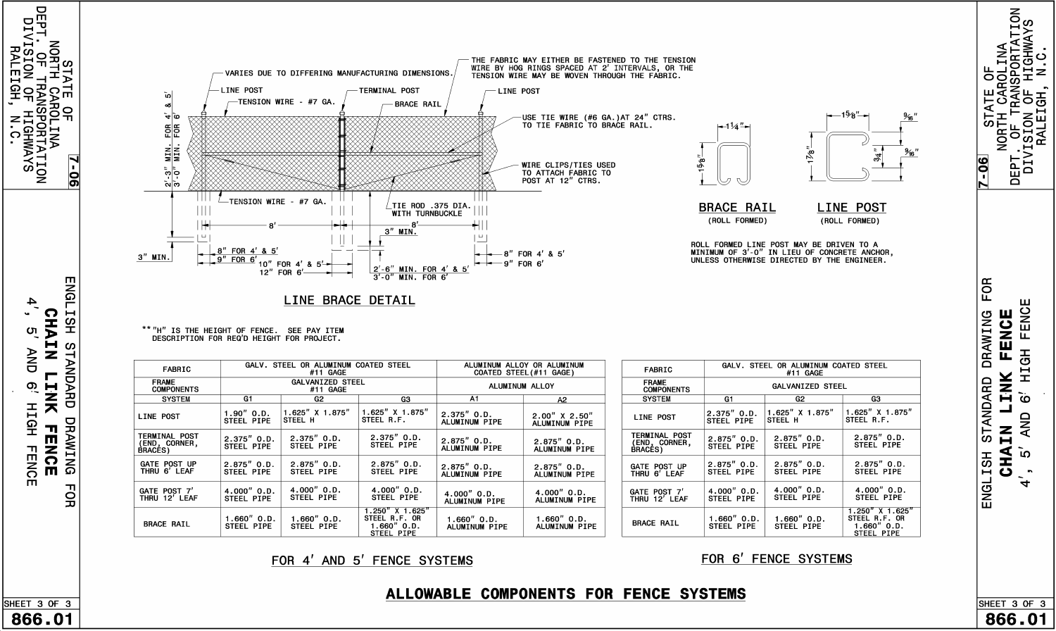# ENGLISH STANDARD DRAWING FOR CHAIN LINK FENCE 4', 5' AND 6' HIGH FENCE

STATE OF NORTH CAROLINA
DEPT. OF TRANSPORTATION
DIVISION OF HIGHWAYS
RALEIGH, N.C.

7-06

VARIES DUE TO DIFFERING MANUFACTURING DIMENSIONS.

THE FABRIC MAY EITHER BE FASTENED TO THE TENSION WIRE BY HOG RINGS SPACED AT 2' INTERVALS, OR THE TENSION WIRE MAY BE WOVEN THROUGH THE FABRIC.

LINE POST

TERMINAL POST

LINE POST

TENSION WIRE - #7 GA.

BRACE RAIL

USE TIE WIRE (#6 GA.) AT 24" CTRS. TO TIE FABRIC TO BRACE RAIL.

WIRE CLIPS/TIES USED TO ATTACH FABRIC TO POST AT 12" CTRS.

2'-3" MIN. FOR 4' & 5'
3'-0" MIN. FOR 6'

TENSION WIRE - #7 GA.

TIE ROD .375 DIA. WITH TURNBUCKLE

8'

8'

3" MIN.

3" MIN.

8" FOR 4' & 5'
9" FOR 6'

10" FOR 4' & 5'
12" FOR 6'

2'-6" MIN. FOR 4' & 5'
3'-0" MIN. FOR 6'

8" FOR 4' & 5'
9" FOR 6'

## LINE BRACE DETAIL

1¼"

1⅝"

1⅝"

1⅞"

¾"

9⁄16"

9⁄16"

BRACE RAIL
(ROLL FORMED)

LINE POST
(ROLL FORMED)

ROLL FORMED LINE POST MAY BE DRIVEN TO A MINIMUM OF 3'-0" IN LIEU OF CONCRETE ANCHOR, UNLESS OTHERWISE DIRECTED BY THE ENGINEER.

** "H" IS THE HEIGHT OF FENCE. SEE PAY ITEM DESCRIPTION FOR REQ'D HEIGHT FOR PROJECT.

| FABRIC | GALV. STEEL OR ALUMINUM COATED STEEL #11 GAGE | | | ALUMINUM ALLOY OR ALUMINUM COATED STEEL (#11 GAGE) | |
|---|---|---|---|---|---|
| FRAME COMPONENTS | GALVANIZED STEEL #11 GAGE | | | ALUMINUM ALLOY | |
| SYSTEM | G1 | G2 | G3 | A1 | A2 |
| LINE POST | 1.90" O.D. STEEL PIPE | 1.625" X 1.875" STEEL H | 1.625" X 1.875" STEEL R.F. | 2.375" O.D. ALUMINUM PIPE | 2.00" X 2.50" ALUMINUM PIPE |
| TERMINAL POST (END, CORNER, BRACES) | 2.375" O.D. STEEL PIPE | 2.375" O.D. STEEL PIPE | 2.375" O.D. STEEL PIPE | 2.875" O.D. ALUMINUM PIPE | 2.875" O.D. ALUMINUM PIPE |
| GATE POST UP THRU 6' LEAF | 2.875" O.D. STEEL PIPE | 2.875" O.D. STEEL PIPE | 2.875" O.D. STEEL PIPE | 2.875" O.D. ALUMINUM PIPE | 2.875" O.D. ALUMINUM PIPE |
| GATE POST 7' THRU 12' LEAF | 4.000" O.D. STEEL PIPE | 4.000" O.D. STEEL PIPE | 4.000" O.D. STEEL PIPE | 4.000" O.D. ALUMINUM PIPE | 4.000" O.D. ALUMINUM PIPE |
| BRACE RAIL | 1.660" O.D. STEEL PIPE | 1.660" O.D. STEEL PIPE | 1.250" X 1.625" STEEL R.F. OR 1.660" O.D. STEEL PIPE | 1.660" O.D. ALUMINUM PIPE | 1.660" O.D. ALUMINUM PIPE |

FOR 4' AND 5' FENCE SYSTEMS

| FABRIC | GALV. STEEL OR ALUMINUM COATED STEEL #11 GAGE | | |
|---|---|---|---|
| FRAME COMPONENTS | GALVANIZED STEEL | | |
| SYSTEM | G1 | G2 | G3 |
| LINE POST | 2.375" O.D. STEEL PIPE | 1.625" X 1.875" STEEL H | 1.625" X 1.875" STEEL R.F. |
| TERMINAL POST (END, CORNER, BRACES) | 2.875" O.D. STEEL PIPE | 2.875" O.D. STEEL PIPE | 2.875" O.D. STEEL PIPE |
| GATE POST UP THRU 6' LEAF | 2.875" O.D. STEEL PIPE | 2.875" O.D. STEEL PIPE | 2.875" O.D. STEEL PIPE |
| GATE POST 7' THRU 12' LEAF | 4.000" O.D. STEEL PIPE | 4.000" O.D. STEEL PIPE | 4.000" O.D. STEEL PIPE |
| BRACE RAIL | 1.660" O.D. STEEL PIPE | 1.660" O.D. STEEL PIPE | 1.250" X 1.625" STEEL R.F. OR 1.660" O.D. STEEL PIPE |

FOR 6' FENCE SYSTEMS

## ALLOWABLE COMPONENTS FOR FENCE SYSTEMS

SHEET 3 OF 3

866.01